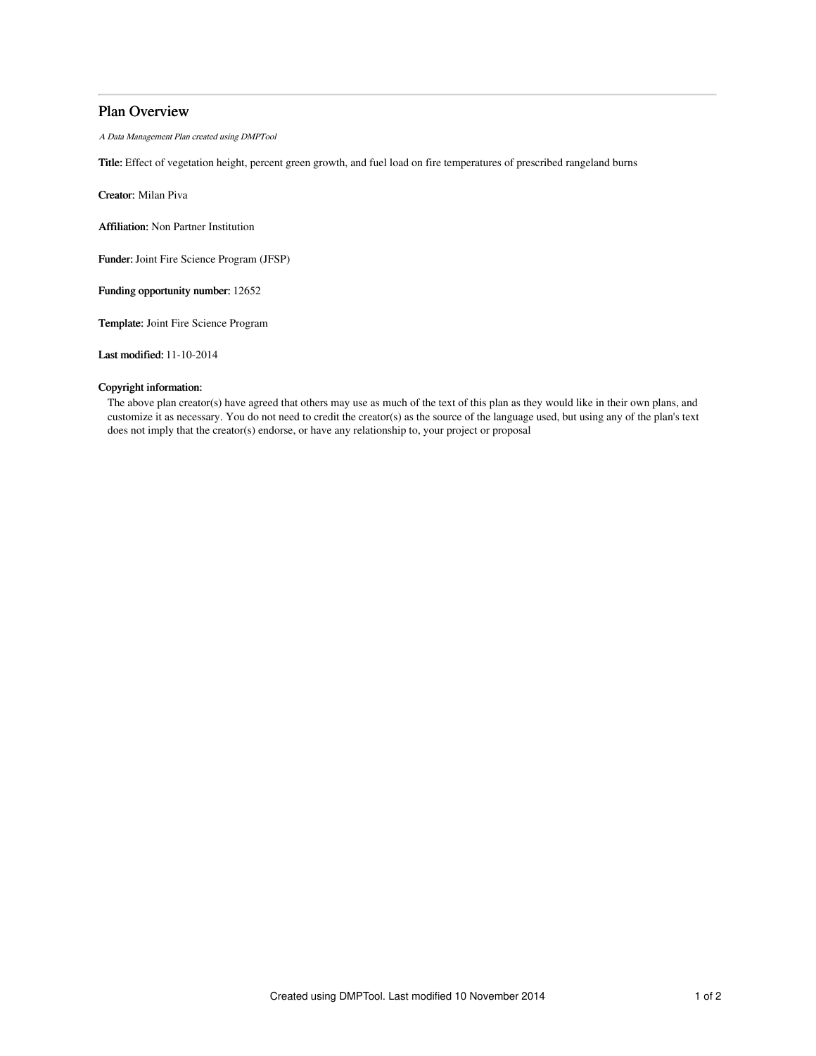## Plan Overview

*A Data Management Plan created using DMPTool*

**Title:** Effect of vegetation height, percent green growth, and fuel load on fire temperatures of prescribed rangeland burns

**Creator:** Milan Piva

**Affiliation:** Non Partner Institution

**Funder:** Joint Fire Science Program (JFSP)

**Funding opportunity number:** 12652

**Template:** Joint Fire Science Program

**Last modified:** 11-10-2014

**Copyright information:**

The above plan creator(s) have agreed that others may use as much of the text of this plan as they would like in their own plans, and customize it as necessary. You do not need to credit the creator(s) as the source of the language used, but using any of the plan's text does not imply that the creator(s) endorse, or have any relationship to, your project or proposal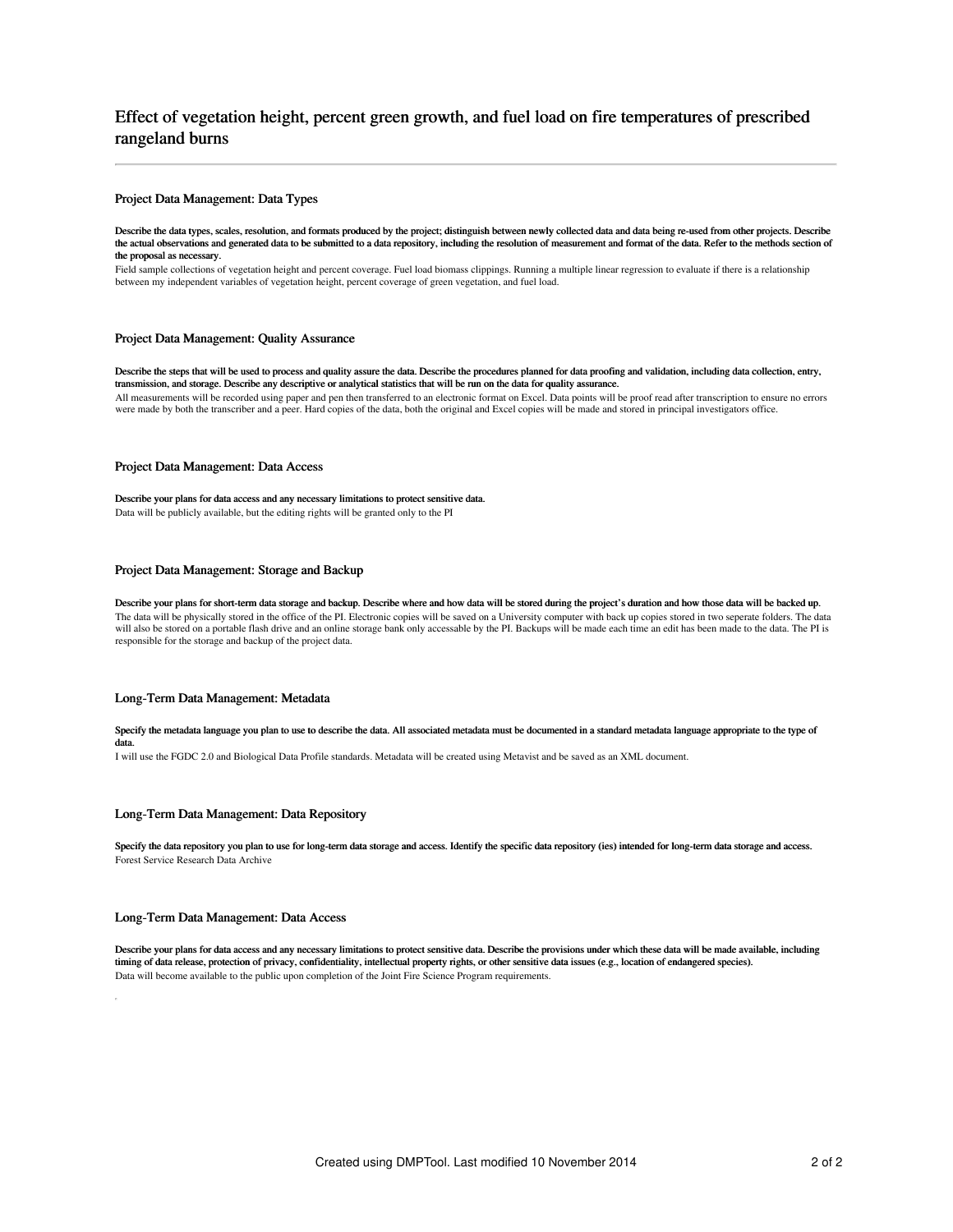# Effect of vegetation height, percent green growth, and fuel load on fire temperatures of prescribed rangeland burns

## Project Data Management: Data Types

**Describe the data types, scales, resolution, and formats produced by the project; distinguish between newly collected data and data being re-used from other projects. Describe the actual observations and generated data to be submitted to a data repository, including the resolution of measurement and format of the data. Refer to the methods section of the proposal as necessary.**

Field sample collections of vegetation height and percent coverage. Fuel load biomass clippings. Running a multiple linear regression to evaluate if there is a relationship between my independent variables of vegetation height, percent coverage of green vegetation, and fuel load.

## Project Data Management: Quality Assurance

**Describe the steps that will be used to process and quality assure the data. Describe the procedures planned for data proofing and validation, including data collection, entry, transmission, and storage. Describe any descriptive or analytical statistics that will be run on the data for quality assurance.**

All measurements will be recorded using paper and pen then transferred to an electronic format on Excel. Data points will be proof read after transcription to ensure no errors were made by both the transcriber and a peer. Hard copies of the data, both the original and Excel copies will be made and stored in principal investigators office.

## Project Data Management: Data Access

**Describe your plans for data access and any necessary limitations to protect sensitive data.**

Data will be publicly available, but the editing rights will be granted only to the PI

## Project Data Management: Storage and Backup

**Describe your plans for short-term data storage and backup. Describe where and how data will be stored during the project's duration and how those data will be backed up.**

The data will be physically stored in the office of the PI. Electronic copies will be saved on a University computer with back up copies stored in two seperate folders. The data will also be stored on a portable flash drive and an online storage bank only accessable by the PI. Backups will be made each time an edit has been made to the data. The PI is responsible for the storage and backup of the project data.

## Long-Term Data Management: Metadata

**Specify the metadata language you plan to use to describe the data. All associated metadata must be documented in a standard metadata language appropriate to the type of data.**

I will use the FGDC 2.0 and Biological Data Profile standards. Metadata will be created using Metavist and be saved as an XML document.

## Long-Term Data Management: Data Repository

**Specify the data repository you plan to use for long-term data storage and access. Identify the specific data repository (ies) intended for long-term data storage and access.**

Forest Service Research Data Archive

## Long-Term Data Management: Data Access

**Describe your plans for data access and any necessary limitations to protect sensitive data. Describe the provisions under which these data will be made available, including timing of data release, protection of privacy, confidentiality, intellectual property rights, or other sensitive data issues (e.g., location of endangered species).**

Data will become available to the public upon completion of the Joint Fire Science Program requirements.

Created using DMPTool. Last modified 10 November 2014